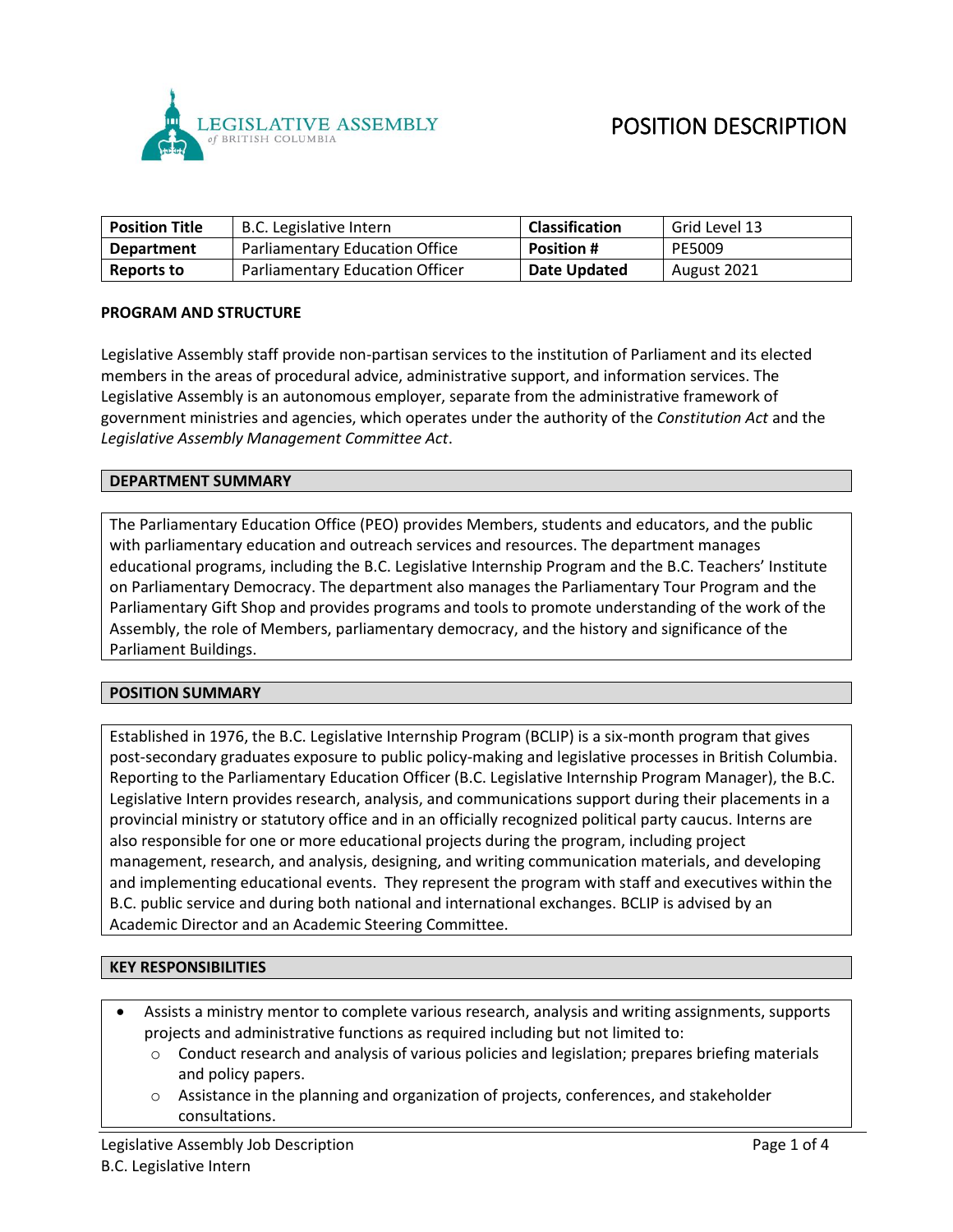LEGISLATIVE ASSEMBLY
*of* BRITISH COLUMBIA

# POSITION DESCRIPTION

| **Position Title** | B.C. Legislative Intern | **Classification** | Grid Level 13 |
|---|---|---|---|
| **Department** | Parliamentary Education Office | **Position #** | PE5009 |
| **Reports to** | Parliamentary Education Officer | **Date Updated** | August 2021 |

## PROGRAM AND STRUCTURE

Legislative Assembly staff provide non-partisan services to the institution of Parliament and its elected members in the areas of procedural advice, administrative support, and information services. The Legislative Assembly is an autonomous employer, separate from the administrative framework of government ministries and agencies, which operates under the authority of the *Constitution Act* and the *Legislative Assembly Management Committee Act*.

## DEPARTMENT SUMMARY

The Parliamentary Education Office (PEO) provides Members, students and educators, and the public with parliamentary education and outreach services and resources. The department manages educational programs, including the B.C. Legislative Internship Program and the B.C. Teachers' Institute on Parliamentary Democracy. The department also manages the Parliamentary Tour Program and the Parliamentary Gift Shop and provides programs and tools to promote understanding of the work of the Assembly, the role of Members, parliamentary democracy, and the history and significance of the Parliament Buildings.

## POSITION SUMMARY

Established in 1976, the B.C. Legislative Internship Program (BCLIP) is a six-month program that gives post-secondary graduates exposure to public policy-making and legislative processes in British Columbia. Reporting to the Parliamentary Education Officer (B.C. Legislative Internship Program Manager), the B.C. Legislative Intern provides research, analysis, and communications support during their placements in a provincial ministry or statutory office and in an officially recognized political party caucus. Interns are also responsible for one or more educational projects during the program, including project management, research, and analysis, designing, and writing communication materials, and developing and implementing educational events. They represent the program with staff and executives within the B.C. public service and during both national and international exchanges. BCLIP is advised by an Academic Director and an Academic Steering Committee.

## KEY RESPONSIBILITIES

- Assists a ministry mentor to complete various research, analysis and writing assignments, supports projects and administrative functions as required including but not limited to:
  - Conduct research and analysis of various policies and legislation; prepares briefing materials and policy papers.
  - Assistance in the planning and organization of projects, conferences, and stakeholder consultations.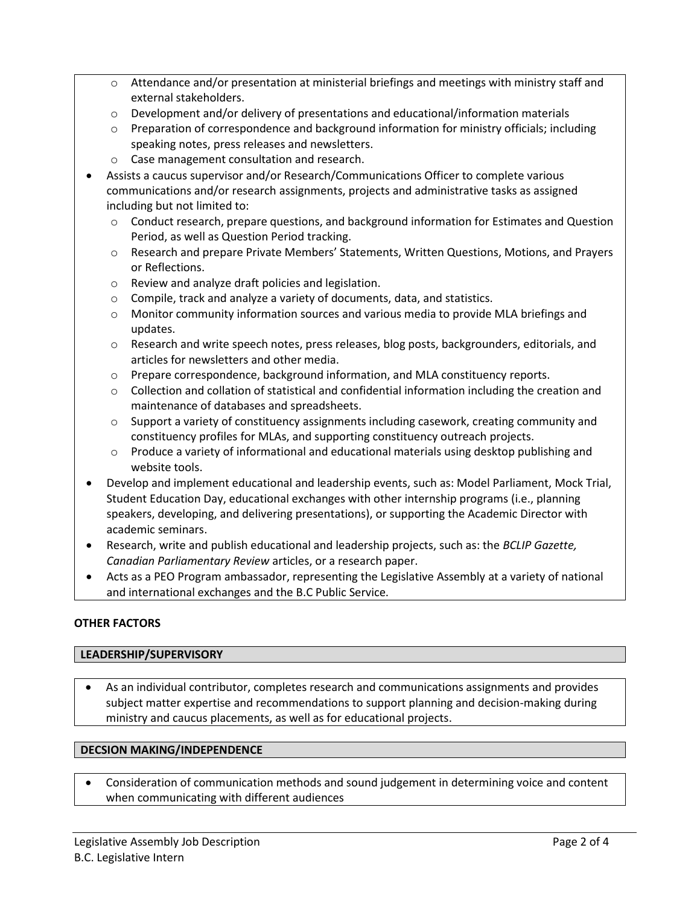- Attendance and/or presentation at ministerial briefings and meetings with ministry staff and external stakeholders.
- Development and/or delivery of presentations and educational/information materials
- Preparation of correspondence and background information for ministry officials; including speaking notes, press releases and newsletters.
- Case management consultation and research.

- Assists a caucus supervisor and/or Research/Communications Officer to complete various communications and/or research assignments, projects and administrative tasks as assigned including but not limited to:
  - Conduct research, prepare questions, and background information for Estimates and Question Period, as well as Question Period tracking.
  - Research and prepare Private Members' Statements, Written Questions, Motions, and Prayers or Reflections.
  - Review and analyze draft policies and legislation.
  - Compile, track and analyze a variety of documents, data, and statistics.
  - Monitor community information sources and various media to provide MLA briefings and updates.
  - Research and write speech notes, press releases, blog posts, backgrounders, editorials, and articles for newsletters and other media.
  - Prepare correspondence, background information, and MLA constituency reports.
  - Collection and collation of statistical and confidential information including the creation and maintenance of databases and spreadsheets.
  - Support a variety of constituency assignments including casework, creating community and constituency profiles for MLAs, and supporting constituency outreach projects.
  - Produce a variety of informational and educational materials using desktop publishing and website tools.
- Develop and implement educational and leadership events, such as: Model Parliament, Mock Trial, Student Education Day, educational exchanges with other internship programs (i.e., planning speakers, developing, and delivering presentations), or supporting the Academic Director with academic seminars.
- Research, write and publish educational and leadership projects, such as: the *BCLIP Gazette, Canadian Parliamentary Review* articles, or a research paper.
- Acts as a PEO Program ambassador, representing the Legislative Assembly at a variety of national and international exchanges and the B.C Public Service.

**OTHER FACTORS**

**LEADERSHIP/SUPERVISORY**

- As an individual contributor, completes research and communications assignments and provides subject matter expertise and recommendations to support planning and decision-making during ministry and caucus placements, as well as for educational projects.

**DECSION MAKING/INDEPENDENCE**

- Consideration of communication methods and sound judgement in determining voice and content when communicating with different audiences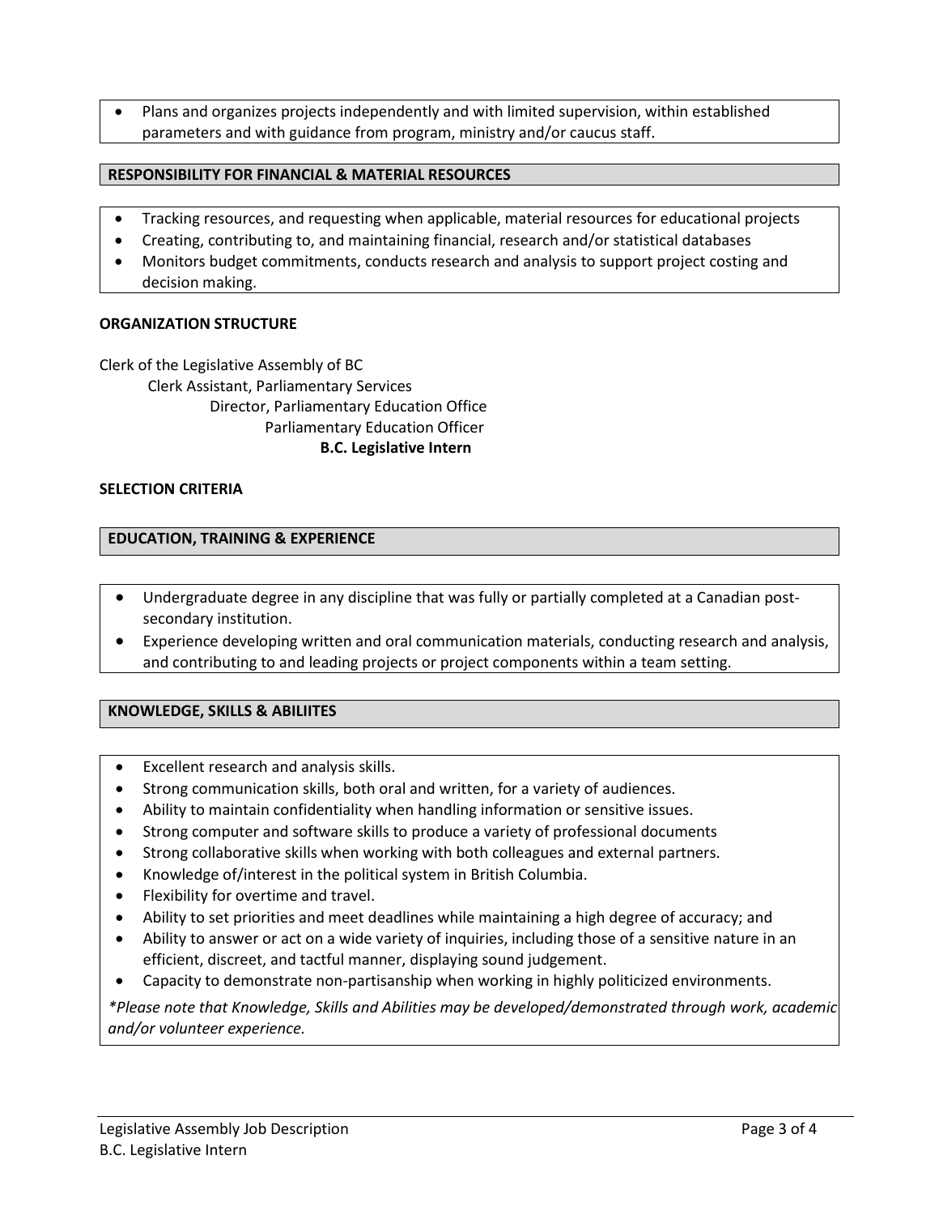- Plans and organizes projects independently and with limited supervision, within established parameters and with guidance from program, ministry and/or caucus staff.

## RESPONSIBILITY FOR FINANCIAL & MATERIAL RESOURCES

- Tracking resources, and requesting when applicable, material resources for educational projects
- Creating, contributing to, and maintaining financial, research and/or statistical databases
- Monitors budget commitments, conducts research and analysis to support project costing and decision making.

## ORGANIZATION STRUCTURE

Clerk of the Legislative Assembly of BC
- Clerk Assistant, Parliamentary Services
  - Director, Parliamentary Education Office
    - Parliamentary Education Officer
      - **B.C. Legislative Intern**

## SELECTION CRITERIA

### EDUCATION, TRAINING & EXPERIENCE

- Undergraduate degree in any discipline that was fully or partially completed at a Canadian post-secondary institution.
- Experience developing written and oral communication materials, conducting research and analysis, and contributing to and leading projects or project components within a team setting.

### KNOWLEDGE, SKILLS & ABILIITES

- Excellent research and analysis skills.
- Strong communication skills, both oral and written, for a variety of audiences.
- Ability to maintain confidentiality when handling information or sensitive issues.
- Strong computer and software skills to produce a variety of professional documents
- Strong collaborative skills when working with both colleagues and external partners.
- Knowledge of/interest in the political system in British Columbia.
- Flexibility for overtime and travel.
- Ability to set priorities and meet deadlines while maintaining a high degree of accuracy; and
- Ability to answer or act on a wide variety of inquiries, including those of a sensitive nature in an efficient, discreet, and tactful manner, displaying sound judgement.
- Capacity to demonstrate non-partisanship when working in highly politicized environments.

*\*Please note that Knowledge, Skills and Abilities may be developed/demonstrated through work, academic and/or volunteer experience.*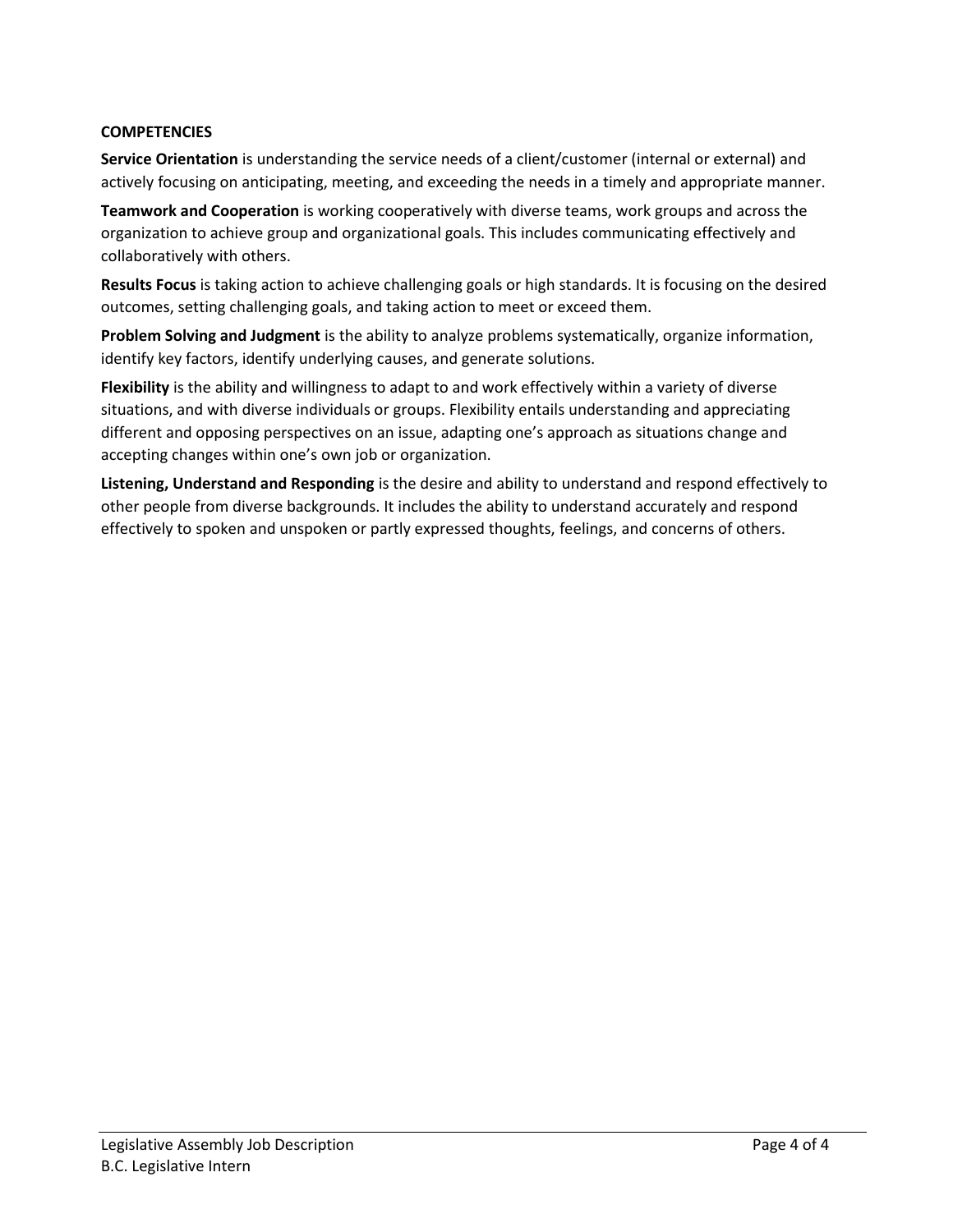**COMPETENCIES**

**Service Orientation** is understanding the service needs of a client/customer (internal or external) and actively focusing on anticipating, meeting, and exceeding the needs in a timely and appropriate manner.

**Teamwork and Cooperation** is working cooperatively with diverse teams, work groups and across the organization to achieve group and organizational goals. This includes communicating effectively and collaboratively with others.

**Results Focus** is taking action to achieve challenging goals or high standards. It is focusing on the desired outcomes, setting challenging goals, and taking action to meet or exceed them.

**Problem Solving and Judgment** is the ability to analyze problems systematically, organize information, identify key factors, identify underlying causes, and generate solutions.

**Flexibility** is the ability and willingness to adapt to and work effectively within a variety of diverse situations, and with diverse individuals or groups. Flexibility entails understanding and appreciating different and opposing perspectives on an issue, adapting one's approach as situations change and accepting changes within one's own job or organization.

**Listening, Understand and Responding** is the desire and ability to understand and respond effectively to other people from diverse backgrounds. It includes the ability to understand accurately and respond effectively to spoken and unspoken or partly expressed thoughts, feelings, and concerns of others.